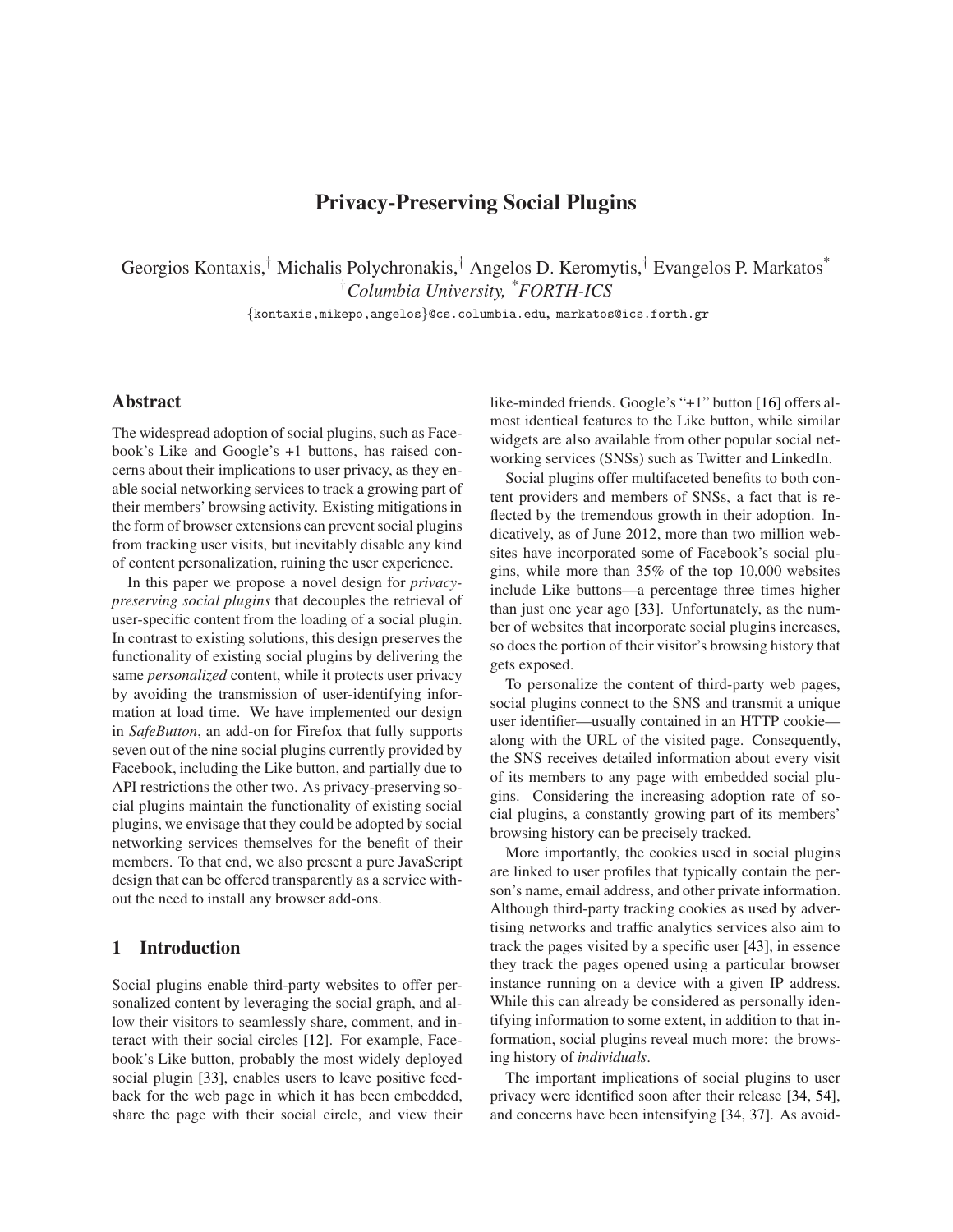# Privacy-Preserving Social Plugins

Georgios Kontaxis,[†] Michalis Polychronakis,[†] Angelos D. Keromytis,[†] Evangelos P. Markatos[*]

[†]*Columbia University,* [*]*FORTH-ICS*

{kontaxis,mikepo,angelos}@cs.columbia.edu, markatos@ics.forth.gr

## Abstract

The widespread adoption of social plugins, such as Facebook's Like and Google's +1 buttons, has raised concerns about their implications to user privacy, as they enable social networking services to track a growing part of their members' browsing activity. Existing mitigations in the form of browser extensions can prevent social plugins from tracking user visits, but inevitably disable any kind of content personalization, ruining the user experience.

In this paper we propose a novel design for *privacy-preserving social plugins* that decouples the retrieval of user-specific content from the loading of a social plugin. In contrast to existing solutions, this design preserves the functionality of existing social plugins by delivering the same *personalized* content, while it protects user privacy by avoiding the transmission of user-identifying information at load time. We have implemented our design in *SafeButton*, an add-on for Firefox that fully supports seven out of the nine social plugins currently provided by Facebook, including the Like button, and partially due to API restrictions the other two. As privacy-preserving social plugins maintain the functionality of existing social plugins, we envisage that they could be adopted by social networking services themselves for the benefit of their members. To that end, we also present a pure JavaScript design that can be offered transparently as a service without the need to install any browser add-ons.

## 1 Introduction

Social plugins enable third-party websites to offer personalized content by leveraging the social graph, and allow their visitors to seamlessly share, comment, and interact with their social circles [12]. For example, Facebook's Like button, probably the most widely deployed social plugin [33], enables users to leave positive feedback for the web page in which it has been embedded, share the page with their social circle, and view their like-minded friends. Google's "+1" button [16] offers almost identical features to the Like button, while similar widgets are also available from other popular social networking services (SNSs) such as Twitter and LinkedIn.

Social plugins offer multifaceted benefits to both content providers and members of SNSs, a fact that is reflected by the tremendous growth in their adoption. Indicatively, as of June 2012, more than two million websites have incorporated some of Facebook's social plugins, while more than 35% of the top 10,000 websites include Like buttons—a percentage three times higher than just one year ago [33]. Unfortunately, as the number of websites that incorporate social plugins increases, so does the portion of their visitor's browsing history that gets exposed.

To personalize the content of third-party web pages, social plugins connect to the SNS and transmit a unique user identifier—usually contained in an HTTP cookie—along with the URL of the visited page. Consequently, the SNS receives detailed information about every visit of its members to any page with embedded social plugins. Considering the increasing adoption rate of social plugins, a constantly growing part of its members' browsing history can be precisely tracked.

More importantly, the cookies used in social plugins are linked to user profiles that typically contain the person's name, email address, and other private information. Although third-party tracking cookies as used by advertising networks and traffic analytics services also aim to track the pages visited by a specific user [43], in essence they track the pages opened using a particular browser instance running on a device with a given IP address. While this can already be considered as personally identifying information to some extent, in addition to that information, social plugins reveal much more: the browsing history of *individuals*.

The important implications of social plugins to user privacy were identified soon after their release [34, 54], and concerns have been intensifying [34, 37]. As avoid-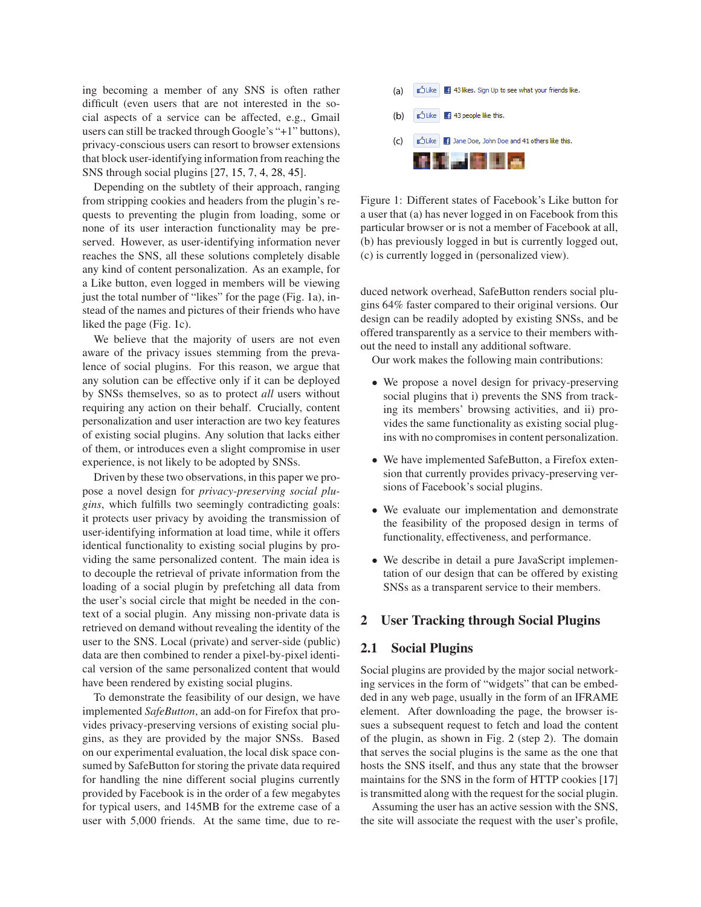ing becoming a member of any SNS is often rather difficult (even users that are not interested in the social aspects of a service can be affected, e.g., Gmail users can still be tracked through Google's "+1" buttons), privacy-conscious users can resort to browser extensions that block user-identifying information from reaching the SNS through social plugins [27, 15, 7, 4, 28, 45].

Depending on the subtlety of their approach, ranging from stripping cookies and headers from the plugin's requests to preventing the plugin from loading, some or none of its user interaction functionality may be preserved. However, as user-identifying information never reaches the SNS, all these solutions completely disable any kind of content personalization. As an example, for a Like button, even logged in members will be viewing just the total number of "likes" for the page (Fig. 1a), instead of the names and pictures of their friends who have liked the page (Fig. 1c).

We believe that the majority of users are not even aware of the privacy issues stemming from the prevalence of social plugins. For this reason, we argue that any solution can be effective only if it can be deployed by SNSs themselves, so as to protect *all* users without requiring any action on their behalf. Crucially, content personalization and user interaction are two key features of existing social plugins. Any solution that lacks either of them, or introduces even a slight compromise in user experience, is not likely to be adopted by SNSs.

Driven by these two observations, in this paper we propose a novel design for *privacy-preserving social plugins*, which fulfills two seemingly contradicting goals: it protects user privacy by avoiding the transmission of user-identifying information at load time, while it offers identical functionality to existing social plugins by providing the same personalized content. The main idea is to decouple the retrieval of private information from the loading of a social plugin by prefetching all data from the user's social circle that might be needed in the context of a social plugin. Any missing non-private data is retrieved on demand without revealing the identity of the user to the SNS. Local (private) and server-side (public) data are then combined to render a pixel-by-pixel identical version of the same personalized content that would have been rendered by existing social plugins.

To demonstrate the feasibility of our design, we have implemented *SafeButton*, an add-on for Firefox that provides privacy-preserving versions of existing social plugins, as they are provided by the major SNSs. Based on our experimental evaluation, the local disk space consumed by SafeButton for storing the private data required for handling the nine different social plugins currently provided by Facebook is in the order of a few megabytes for typical users, and 145MB for the extreme case of a user with 5,000 friends. At the same time, due to reduced network overhead, SafeButton renders social plugins 64% faster compared to their original versions. Our design can be readily adopted by existing SNSs, and be offered transparently as a service to their members without the need to install any additional software.

(a) Like 43 likes. Sign Up to see what your friends like.

(b) Like 43 people like this.

(c) Like Jane Doe, John Doe and 41 others like this.

Figure 1: Different states of Facebook's Like button for a user that (a) has never logged in on Facebook from this particular browser or is not a member of Facebook at all, (b) has previously logged in but is currently logged out, (c) is currently logged in (personalized view).

Our work makes the following main contributions:

- We propose a novel design for privacy-preserving social plugins that i) prevents the SNS from tracking its members' browsing activities, and ii) provides the same functionality as existing social plugins with no compromises in content personalization.
- We have implemented SafeButton, a Firefox extension that currently provides privacy-preserving versions of Facebook's social plugins.
- We evaluate our implementation and demonstrate the feasibility of the proposed design in terms of functionality, effectiveness, and performance.
- We describe in detail a pure JavaScript implementation of our design that can be offered by existing SNSs as a transparent service to their members.

## 2 User Tracking through Social Plugins

### 2.1 Social Plugins

Social plugins are provided by the major social networking services in the form of "widgets" that can be embedded in any web page, usually in the form of an IFRAME element. After downloading the page, the browser issues a subsequent request to fetch and load the content of the plugin, as shown in Fig. 2 (step 2). The domain that serves the social plugins is the same as the one that hosts the SNS itself, and thus any state that the browser maintains for the SNS in the form of HTTP cookies [17] is transmitted along with the request for the social plugin.

Assuming the user has an active session with the SNS, the site will associate the request with the user's profile,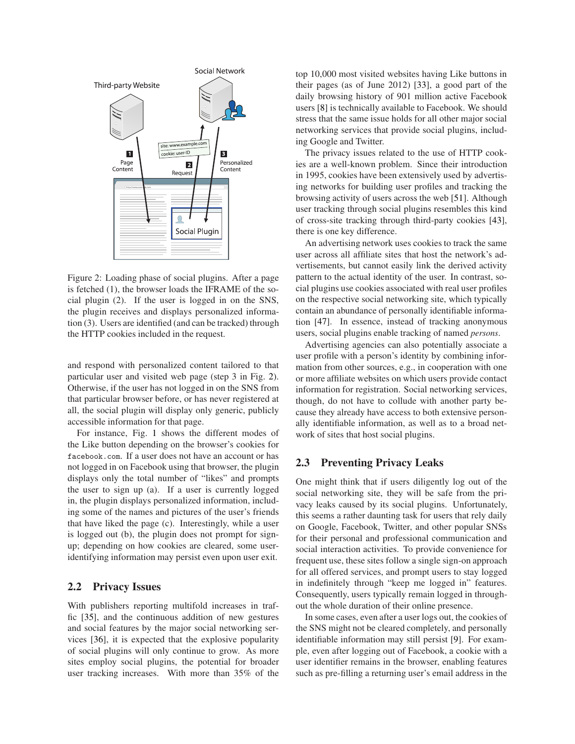Figure 2: Loading phase of social plugins. After a page is fetched (1), the browser loads the IFRAME of the social plugin (2). If the user is logged in on the SNS, the plugin receives and displays personalized information (3). Users are identified (and can be tracked) through the HTTP cookies included in the request.

and respond with personalized content tailored to that particular user and visited web page (step 3 in Fig. 2). Otherwise, if the user has not logged in on the SNS from that particular browser before, or has never registered at all, the social plugin will display only generic, publicly accessible information for that page.

For instance, Fig. 1 shows the different modes of the Like button depending on the browser's cookies for `facebook.com`. If a user does not have an account or has not logged in on Facebook using that browser, the plugin displays only the total number of "likes" and prompts the user to sign up (a). If a user is currently logged in, the plugin displays personalized information, including some of the names and pictures of the user's friends that have liked the page (c). Interestingly, while a user is logged out (b), the plugin does not prompt for sign-up; depending on how cookies are cleared, some user-identifying information may persist even upon user exit.

## 2.2 Privacy Issues

With publishers reporting multifold increases in traffic [35], and the continuous addition of new gestures and social features by the major social networking services [36], it is expected that the explosive popularity of social plugins will only continue to grow. As more sites employ social plugins, the potential for broader user tracking increases. With more than 35% of the top 10,000 most visited websites having Like buttons in their pages (as of June 2012) [33], a good part of the daily browsing history of 901 million active Facebook users [8] is technically available to Facebook. We should stress that the same issue holds for all other major social networking services that provide social plugins, including Google and Twitter.

The privacy issues related to the use of HTTP cookies are a well-known problem. Since their introduction in 1995, cookies have been extensively used by advertising networks for building user profiles and tracking the browsing activity of users across the web [51]. Although user tracking through social plugins resembles this kind of cross-site tracking through third-party cookies [43], there is one key difference.

An advertising network uses cookies to track the same user across all affiliate sites that host the network's advertisements, but cannot easily link the derived activity pattern to the actual identity of the user. In contrast, social plugins use cookies associated with real user profiles on the respective social networking site, which typically contain an abundance of personally identifiable information [47]. In essence, instead of tracking anonymous users, social plugins enable tracking of named *persons*.

Advertising agencies can also potentially associate a user profile with a person's identity by combining information from other sources, e.g., in cooperation with one or more affiliate websites on which users provide contact information for registration. Social networking services, though, do not have to collude with another party because they already have access to both extensive personally identifiable information, as well as to a broad network of sites that host social plugins.

## 2.3 Preventing Privacy Leaks

One might think that if users diligently log out of the social networking site, they will be safe from the privacy leaks caused by its social plugins. Unfortunately, this seems a rather daunting task for users that rely daily on Google, Facebook, Twitter, and other popular SNSs for their personal and professional communication and social interaction activities. To provide convenience for frequent use, these sites follow a single sign-on approach for all offered services, and prompt users to stay logged in indefinitely through "keep me logged in" features. Consequently, users typically remain logged in throughout the whole duration of their online presence.

In some cases, even after a user logs out, the cookies of the SNS might not be cleared completely, and personally identifiable information may still persist [9]. For example, even after logging out of Facebook, a cookie with a user identifier remains in the browser, enabling features such as pre-filling a returning user's email address in the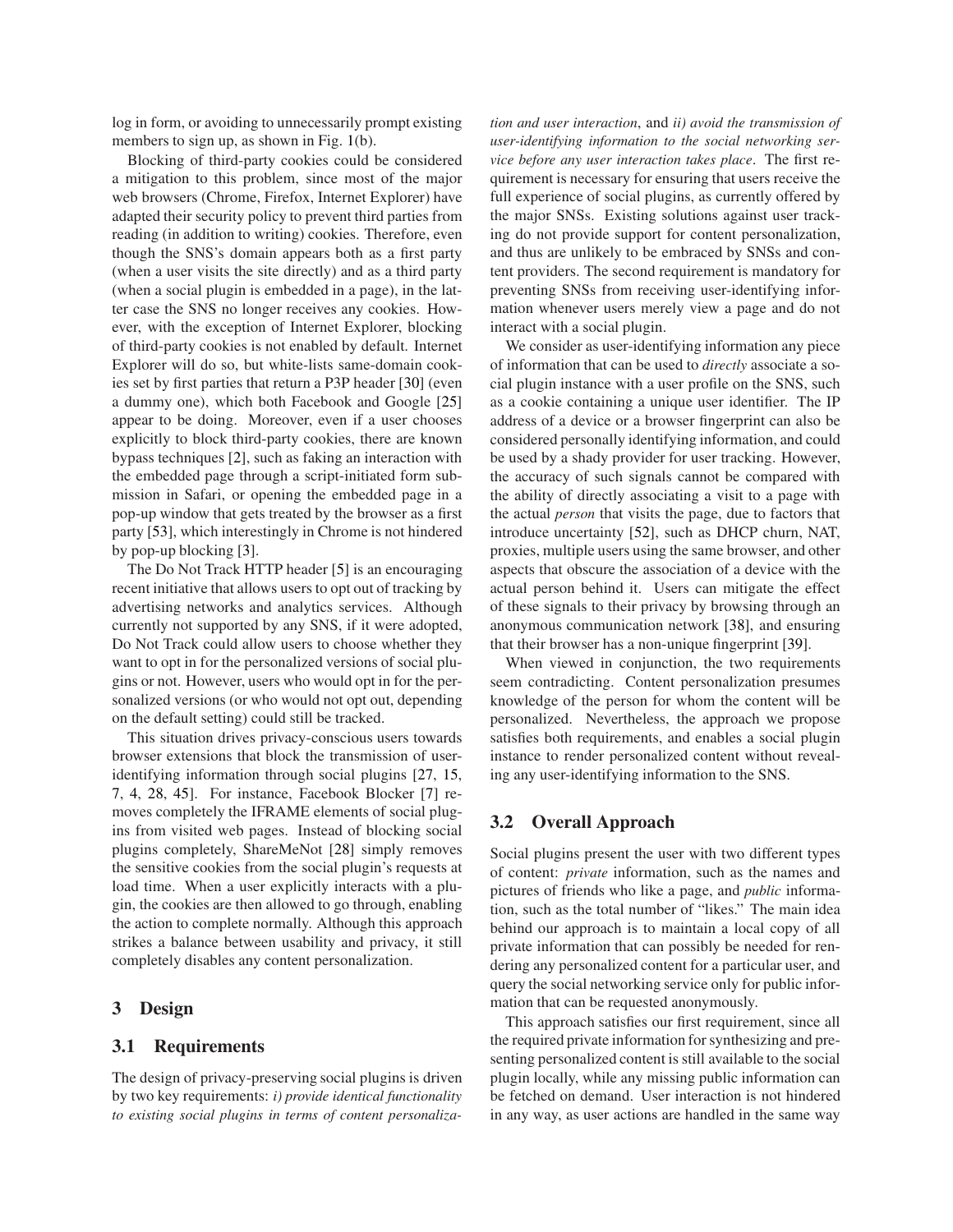log in form, or avoiding to unnecessarily prompt existing members to sign up, as shown in Fig. 1(b).

Blocking of third-party cookies could be considered a mitigation to this problem, since most of the major web browsers (Chrome, Firefox, Internet Explorer) have adapted their security policy to prevent third parties from reading (in addition to writing) cookies. Therefore, even though the SNS's domain appears both as a first party (when a user visits the site directly) and as a third party (when a social plugin is embedded in a page), in the latter case the SNS no longer receives any cookies. However, with the exception of Internet Explorer, blocking of third-party cookies is not enabled by default. Internet Explorer will do so, but white-lists same-domain cookies set by first parties that return a P3P header [30] (even a dummy one), which both Facebook and Google [25] appear to be doing. Moreover, even if a user chooses explicitly to block third-party cookies, there are known bypass techniques [2], such as faking an interaction with the embedded page through a script-initiated form submission in Safari, or opening the embedded page in a pop-up window that gets treated by the browser as a first party [53], which interestingly in Chrome is not hindered by pop-up blocking [3].

The Do Not Track HTTP header [5] is an encouraging recent initiative that allows users to opt out of tracking by advertising networks and analytics services. Although currently not supported by any SNS, if it were adopted, Do Not Track could allow users to choose whether they want to opt in for the personalized versions of social plugins or not. However, users who would opt in for the personalized versions (or who would not opt out, depending on the default setting) could still be tracked.

This situation drives privacy-conscious users towards browser extensions that block the transmission of user-identifying information through social plugins [27, 15, 7, 4, 28, 45]. For instance, Facebook Blocker [7] removes completely the IFRAME elements of social plugins from visited web pages. Instead of blocking social plugins completely, ShareMeNot [28] simply removes the sensitive cookies from the social plugin's requests at load time. When a user explicitly interacts with a plugin, the cookies are then allowed to go through, enabling the action to complete normally. Although this approach strikes a balance between usability and privacy, it still completely disables any content personalization.

## 3 Design

### 3.1 Requirements

The design of privacy-preserving social plugins is driven by two key requirements: *i) provide identical functionality to existing social plugins in terms of content personalization and user interaction*, and *ii) avoid the transmission of user-identifying information to the social networking service before any user interaction takes place*. The first requirement is necessary for ensuring that users receive the full experience of social plugins, as currently offered by the major SNSs. Existing solutions against user tracking do not provide support for content personalization, and thus are unlikely to be embraced by SNSs and content providers. The second requirement is mandatory for preventing SNSs from receiving user-identifying information whenever users merely view a page and do not interact with a social plugin.

We consider as user-identifying information any piece of information that can be used to *directly* associate a social plugin instance with a user profile on the SNS, such as a cookie containing a unique user identifier. The IP address of a device or a browser fingerprint can also be considered personally identifying information, and could be used by a shady provider for user tracking. However, the accuracy of such signals cannot be compared with the ability of directly associating a visit to a page with the actual *person* that visits the page, due to factors that introduce uncertainty [52], such as DHCP churn, NAT, proxies, multiple users using the same browser, and other aspects that obscure the association of a device with the actual person behind it. Users can mitigate the effect of these signals to their privacy by browsing through an anonymous communication network [38], and ensuring that their browser has a non-unique fingerprint [39].

When viewed in conjunction, the two requirements seem contradicting. Content personalization presumes knowledge of the person for whom the content will be personalized. Nevertheless, the approach we propose satisfies both requirements, and enables a social plugin instance to render personalized content without revealing any user-identifying information to the SNS.

### 3.2 Overall Approach

Social plugins present the user with two different types of content: *private* information, such as the names and pictures of friends who like a page, and *public* information, such as the total number of "likes." The main idea behind our approach is to maintain a local copy of all private information that can possibly be needed for rendering any personalized content for a particular user, and query the social networking service only for public information that can be requested anonymously.

This approach satisfies our first requirement, since all the required private information for synthesizing and presenting personalized content is still available to the social plugin locally, while any missing public information can be fetched on demand. User interaction is not hindered in any way, as user actions are handled in the same way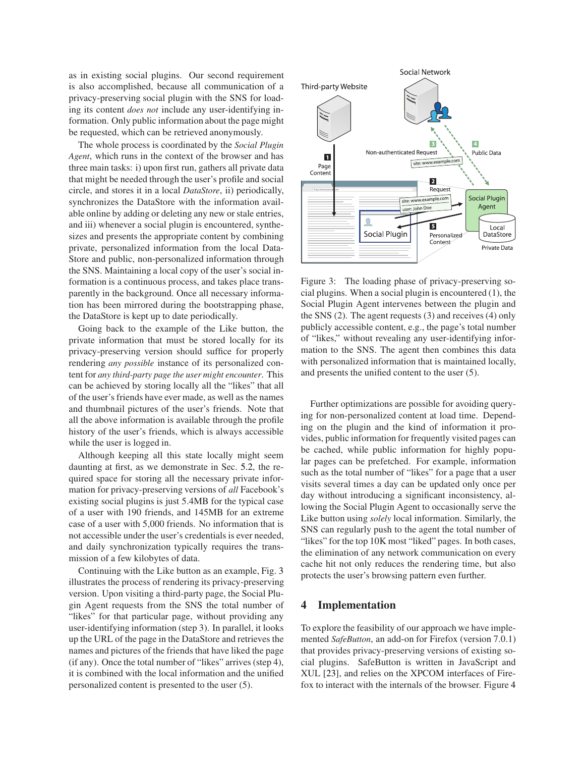as in existing social plugins. Our second requirement is also accomplished, because all communication of a privacy-preserving social plugin with the SNS for loading its content *does not* include any user-identifying information. Only public information about the page might be requested, which can be retrieved anonymously.

The whole process is coordinated by the *Social Plugin Agent*, which runs in the context of the browser and has three main tasks: i) upon first run, gathers all private data that might be needed through the user's profile and social circle, and stores it in a local *DataStore*, ii) periodically, synchronizes the DataStore with the information available online by adding or deleting any new or stale entries, and iii) whenever a social plugin is encountered, synthesizes and presents the appropriate content by combining private, personalized information from the local DataStore and public, non-personalized information through the SNS. Maintaining a local copy of the user's social information is a continuous process, and takes place transparently in the background. Once all necessary information has been mirrored during the bootstrapping phase, the DataStore is kept up to date periodically.

Going back to the example of the Like button, the private information that must be stored locally for its privacy-preserving version should suffice for properly rendering *any possible* instance of its personalized content for *any third-party page the user might encounter*. This can be achieved by storing locally all the "likes" that all of the user's friends have ever made, as well as the names and thumbnail pictures of the user's friends. Note that all the above information is available through the profile history of the user's friends, which is always accessible while the user is logged in.

Although keeping all this state locally might seem daunting at first, as we demonstrate in Sec. 5.2, the required space for storing all the necessary private information for privacy-preserving versions of *all* Facebook's existing social plugins is just 5.4MB for the typical case of a user with 190 friends, and 145MB for an extreme case of a user with 5,000 friends. No information that is not accessible under the user's credentials is ever needed, and daily synchronization typically requires the transmission of a few kilobytes of data.

Continuing with the Like button as an example, Fig. 3 illustrates the process of rendering its privacy-preserving version. Upon visiting a third-party page, the Social Plugin Agent requests from the SNS the total number of "likes" for that particular page, without providing any user-identifying information (step 3). In parallel, it looks up the URL of the page in the DataStore and retrieves the names and pictures of the friends that have liked the page (if any). Once the total number of "likes" arrives (step 4), it is combined with the local information and the unified personalized content is presented to the user (5).

Figure 3: The loading phase of privacy-preserving social plugins. When a social plugin is encountered (1), the Social Plugin Agent intervenes between the plugin and the SNS (2). The agent requests (3) and receives (4) only publicly accessible content, e.g., the page's total number of "likes," without revealing any user-identifying information to the SNS. The agent then combines this data with personalized information that is maintained locally, and presents the unified content to the user (5).

Further optimizations are possible for avoiding querying for non-personalized content at load time. Depending on the plugin and the kind of information it provides, public information for frequently visited pages can be cached, while public information for highly popular pages can be prefetched. For example, information such as the total number of "likes" for a page that a user visits several times a day can be updated only once per day without introducing a significant inconsistency, allowing the Social Plugin Agent to occasionally serve the Like button using *solely* local information. Similarly, the SNS can regularly push to the agent the total number of "likes" for the top 10K most "liked" pages. In both cases, the elimination of any network communication on every cache hit not only reduces the rendering time, but also protects the user's browsing pattern even further.

## 4 Implementation

To explore the feasibility of our approach we have implemented *SafeButton*, an add-on for Firefox (version 7.0.1) that provides privacy-preserving versions of existing social plugins. SafeButton is written in JavaScript and XUL [23], and relies on the XPCOM interfaces of Firefox to interact with the internals of the browser. Figure 4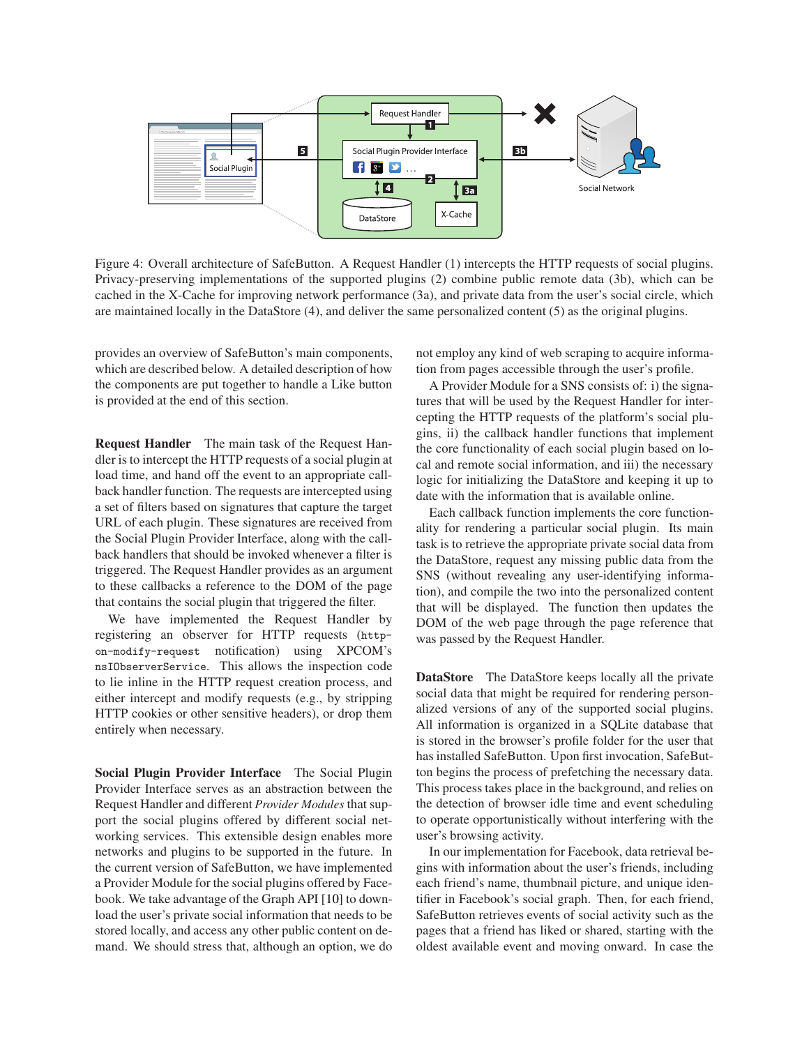Figure 4: Overall architecture of SafeButton. A Request Handler (1) intercepts the HTTP requests of social plugins. Privacy-preserving implementations of the supported plugins (2) combine public remote data (3b), which can be cached in the X-Cache for improving network performance (3a), and private data from the user's social circle, which are maintained locally in the DataStore (4), and deliver the same personalized content (5) as the original plugins.

provides an overview of SafeButton's main components, which are described below. A detailed description of how the components are put together to handle a Like button is provided at the end of this section.

**Request Handler** The main task of the Request Handler is to intercept the HTTP requests of a social plugin at load time, and hand off the event to an appropriate callback handler function. The requests are intercepted using a set of filters based on signatures that capture the target URL of each plugin. These signatures are received from the Social Plugin Provider Interface, along with the callback handlers that should be invoked whenever a filter is triggered. The Request Handler provides as an argument to these callbacks a reference to the DOM of the page that contains the social plugin that triggered the filter.

We have implemented the Request Handler by registering an observer for HTTP requests (`http-on-modify-request` notification) using XPCOM's `nsIObserverService`. This allows the inspection code to lie inline in the HTTP request creation process, and either intercept and modify requests (e.g., by stripping HTTP cookies or other sensitive headers), or drop them entirely when necessary.

**Social Plugin Provider Interface** The Social Plugin Provider Interface serves as an abstraction between the Request Handler and different *Provider Modules* that support the social plugins offered by different social networking services. This extensible design enables more networks and plugins to be supported in the future. In the current version of SafeButton, we have implemented a Provider Module for the social plugins offered by Facebook. We take advantage of the Graph API [10] to download the user's private social information that needs to be stored locally, and access any other public content on demand. We should stress that, although an option, we do not employ any kind of web scraping to acquire information from pages accessible through the user's profile.

A Provider Module for a SNS consists of: i) the signatures that will be used by the Request Handler for intercepting the HTTP requests of the platform's social plugins, ii) the callback handler functions that implement the core functionality of each social plugin based on local and remote social information, and iii) the necessary logic for initializing the DataStore and keeping it up to date with the information that is available online.

Each callback function implements the core functionality for rendering a particular social plugin. Its main task is to retrieve the appropriate private social data from the DataStore, request any missing public data from the SNS (without revealing any user-identifying information), and compile the two into the personalized content that will be displayed. The function then updates the DOM of the web page through the page reference that was passed by the Request Handler.

**DataStore** The DataStore keeps locally all the private social data that might be required for rendering personalized versions of any of the supported social plugins. All information is organized in a SQLite database that is stored in the browser's profile folder for the user that has installed SafeButton. Upon first invocation, SafeButton begins the process of prefetching the necessary data. This process takes place in the background, and relies on the detection of browser idle time and event scheduling to operate opportunistically without interfering with the user's browsing activity.

In our implementation for Facebook, data retrieval begins with information about the user's friends, including each friend's name, thumbnail picture, and unique identifier in Facebook's social graph. Then, for each friend, SafeButton retrieves events of social activity such as the pages that a friend has liked or shared, starting with the oldest available event and moving onward. In case the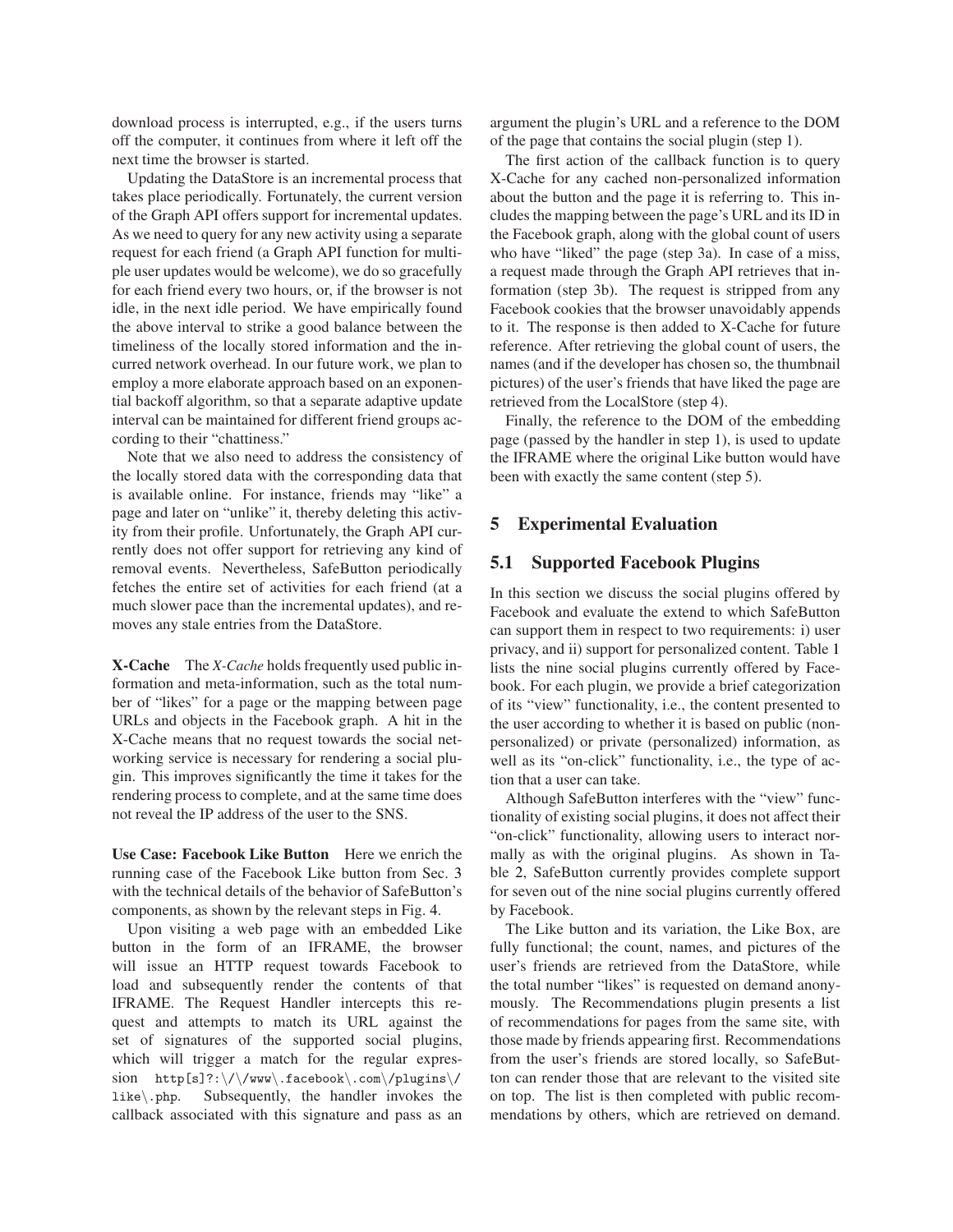download process is interrupted, e.g., if the users turns off the computer, it continues from where it left off the next time the browser is started.

Updating the DataStore is an incremental process that takes place periodically. Fortunately, the current version of the Graph API offers support for incremental updates. As we need to query for any new activity using a separate request for each friend (a Graph API function for multiple user updates would be welcome), we do so gracefully for each friend every two hours, or, if the browser is not idle, in the next idle period. We have empirically found the above interval to strike a good balance between the timeliness of the locally stored information and the incurred network overhead. In our future work, we plan to employ a more elaborate approach based on an exponential backoff algorithm, so that a separate adaptive update interval can be maintained for different friend groups according to their "chattiness."

Note that we also need to address the consistency of the locally stored data with the corresponding data that is available online. For instance, friends may "like" a page and later on "unlike" it, thereby deleting this activity from their profile. Unfortunately, the Graph API currently does not offer support for retrieving any kind of removal events. Nevertheless, SafeButton periodically fetches the entire set of activities for each friend (at a much slower pace than the incremental updates), and removes any stale entries from the DataStore.

**X-Cache** The *X-Cache* holds frequently used public information and meta-information, such as the total number of "likes" for a page or the mapping between page URLs and objects in the Facebook graph. A hit in the X-Cache means that no request towards the social networking service is necessary for rendering a social plugin. This improves significantly the time it takes for the rendering process to complete, and at the same time does not reveal the IP address of the user to the SNS.

**Use Case: Facebook Like Button** Here we enrich the running case of the Facebook Like button from Sec. 3 with the technical details of the behavior of SafeButton's components, as shown by the relevant steps in Fig. 4.

Upon visiting a web page with an embedded Like button in the form of an IFRAME, the browser will issue an HTTP request towards Facebook to load and subsequently render the contents of that IFRAME. The Request Handler intercepts this request and attempts to match its URL against the set of signatures of the supported social plugins, which will trigger a match for the regular expression `http[s]?:\/\/www\.facebook\.com\/plugins\/like\.php`. Subsequently, the handler invokes the callback associated with this signature and pass as an argument the plugin's URL and a reference to the DOM of the page that contains the social plugin (step 1).

The first action of the callback function is to query X-Cache for any cached non-personalized information about the button and the page it is referring to. This includes the mapping between the page's URL and its ID in the Facebook graph, along with the global count of users who have "liked" the page (step 3a). In case of a miss, a request made through the Graph API retrieves that information (step 3b). The request is stripped from any Facebook cookies that the browser unavoidably appends to it. The response is then added to X-Cache for future reference. After retrieving the global count of users, the names (and if the developer has chosen so, the thumbnail pictures) of the user's friends that have liked the page are retrieved from the LocalStore (step 4).

Finally, the reference to the DOM of the embedding page (passed by the handler in step 1), is used to update the IFRAME where the original Like button would have been with exactly the same content (step 5).

## 5 Experimental Evaluation

### 5.1 Supported Facebook Plugins

In this section we discuss the social plugins offered by Facebook and evaluate the extend to which SafeButton can support them in respect to two requirements: i) user privacy, and ii) support for personalized content. Table 1 lists the nine social plugins currently offered by Facebook. For each plugin, we provide a brief categorization of its "view" functionality, i.e., the content presented to the user according to whether it is based on public (non-personalized) or private (personalized) information, as well as its "on-click" functionality, i.e., the type of action that a user can take.

Although SafeButton interferes with the "view" functionality of existing social plugins, it does not affect their "on-click" functionality, allowing users to interact normally as with the original plugins. As shown in Table 2, SafeButton currently provides complete support for seven out of the nine social plugins currently offered by Facebook.

The Like button and its variation, the Like Box, are fully functional; the count, names, and pictures of the user's friends are retrieved from the DataStore, while the total number "likes" is requested on demand anonymously. The Recommendations plugin presents a list of recommendations for pages from the same site, with those made by friends appearing first. Recommendations from the user's friends are stored locally, so SafeButton can render those that are relevant to the visited site on top. The list is then completed with public recommendations by others, which are retrieved on demand.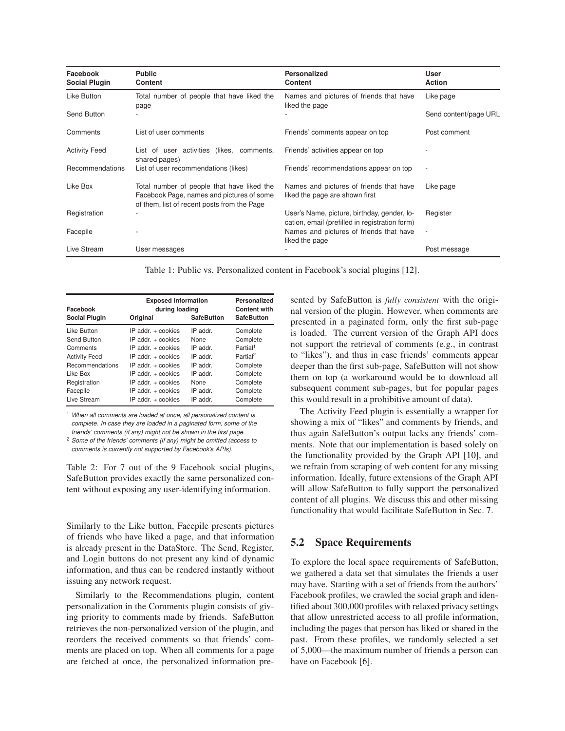| Facebook Social Plugin | Public Content | Personalized Content | User Action |
|---|---|---|---|
| Like Button | Total number of people that have liked the page | Names and pictures of friends that have liked the page | Like page |
| Send Button | - | - | Send content/page URL |
| Comments | List of user comments | Friends' comments appear on top | Post comment |
| Activity Feed | List of user activities (likes, comments, shared pages) | Friends' activities appear on top | - |
| Recommendations | List of user recommendations (likes) | Friends' recommendations appear on top | - |
| Like Box | Total number of people that have liked the Facebook Page, names and pictures of some of them, list of recent posts from the Page | Names and pictures of friends that have liked the page are shown first | Like page |
| Registration | - | User's Name, picture, birthday, gender, location, email (prefilled in registration form) | Register |
| Facepile | - | Names and pictures of friends that have liked the page | - |
| Live Stream | User messages | - | Post message |

Table 1: Public vs. Personalized content in Facebook's social plugins [12].

| Facebook Social Plugin | Exposed information during loading | | Personalized Content with SafeButton |
|---|---|---|---|
| | Original | SafeButton | |
| Like Button | IP addr. + cookies | IP addr. | Complete |
| Send Button | IP addr. + cookies | None | Complete |
| Comments | IP addr. + cookies | IP addr. | Partial[1] |
| Activity Feed | IP addr. + cookies | IP addr. | Partial[2] |
| Recommendations | IP addr. + cookies | IP addr. | Complete |
| Like Box | IP addr. + cookies | IP addr. | Complete |
| Registration | IP addr. + cookies | None | Complete |
| Facepile | IP addr. + cookies | IP addr. | Complete |
| Live Stream | IP addr. + cookies | IP addr. | Complete |

[1] *When all comments are loaded at once, all personalized content is complete. In case they are loaded in a paginated form, some of the friends' comments (if any) might not be shown in the first page.*
[2] *Some of the friends' comments (if any) might be omitted (access to comments is currently not supported by Facebook's APIs).*

Table 2: For 7 out of the 9 Facebook social plugins, SafeButton provides exactly the same personalized content without exposing any user-identifying information.

Similarly to the Like button, Facepile presents pictures of friends who have liked a page, and that information is already present in the DataStore. The Send, Register, and Login buttons do not present any kind of dynamic information, and thus can be rendered instantly without issuing any network request.

Similarly to the Recommendations plugin, content personalization in the Comments plugin consists of giving priority to comments made by friends. SafeButton retrieves the non-personalized version of the plugin, and reorders the received comments so that friends' comments are placed on top. When all comments for a page are fetched at once, the personalized information presented by SafeButton is *fully consistent* with the original version of the plugin. However, when comments are presented in a paginated form, only the first sub-page is loaded. The current version of the Graph API does not support the retrieval of comments (e.g., in contrast to "likes"), and thus in case friends' comments appear deeper than the first sub-page, SafeButton will not show them on top (a workaround would be to download all subsequent comment sub-pages, but for popular pages this would result in a prohibitive amount of data).

The Activity Feed plugin is essentially a wrapper for showing a mix of "likes" and comments by friends, and thus again SafeButton's output lacks any friends' comments. Note that our implementation is based solely on the functionality provided by the Graph API [10], and we refrain from scraping of web content for any missing information. Ideally, future extensions of the Graph API will allow SafeButton to fully support the personalized content of all plugins. We discuss this and other missing functionality that would facilitate SafeButton in Sec. 7.

## 5.2 Space Requirements

To explore the local space requirements of SafeButton, we gathered a data set that simulates the friends a user may have. Starting with a set of friends from the authors' Facebook profiles, we crawled the social graph and identified about 300,000 profiles with relaxed privacy settings that allow unrestricted access to all profile information, including the pages that person has liked or shared in the past. From these profiles, we randomly selected a set of 5,000—the maximum number of friends a person can have on Facebook [6].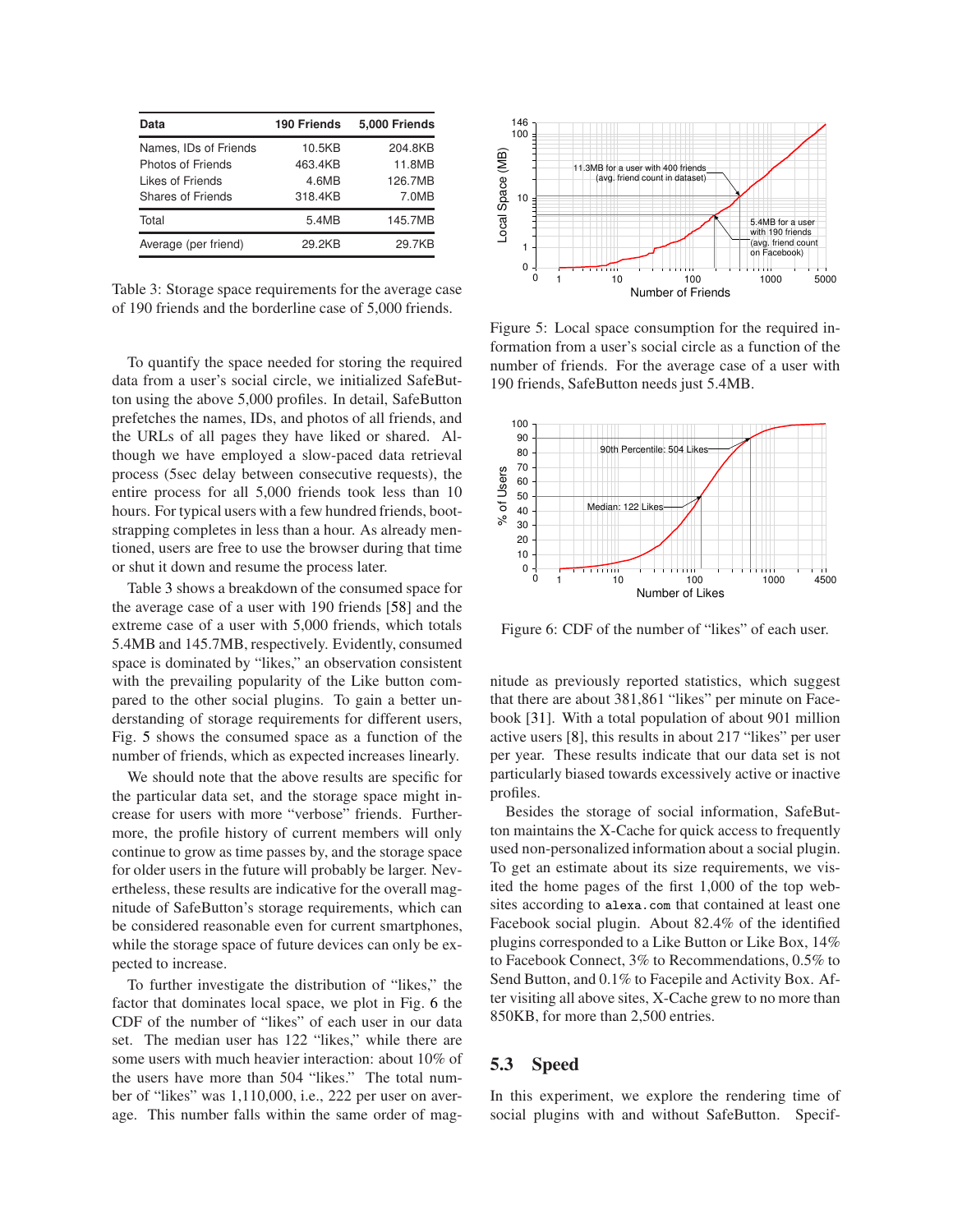| Data | 190 Friends | 5,000 Friends |
|---|---|---|
| Names, IDs of Friends | 10.5KB | 204.8KB |
| Photos of Friends | 463.4KB | 11.8MB |
| Likes of Friends | 4.6MB | 126.7MB |
| Shares of Friends | 318.4KB | 7.0MB |
| Total | 5.4MB | 145.7MB |
| Average (per friend) | 29.2KB | 29.7KB |

Table 3: Storage space requirements for the average case of 190 friends and the borderline case of 5,000 friends.

To quantify the space needed for storing the required data from a user's social circle, we initialized SafeButton using the above 5,000 profiles. In detail, SafeButton prefetches the names, IDs, and photos of all friends, and the URLs of all pages they have liked or shared. Although we have employed a slow-paced data retrieval process (5sec delay between consecutive requests), the entire process for all 5,000 friends took less than 10 hours. For typical users with a few hundred friends, bootstrapping completes in less than a hour. As already mentioned, users are free to use the browser during that time or shut it down and resume the process later.

Table 3 shows a breakdown of the consumed space for the average case of a user with 190 friends [58] and the extreme case of a user with 5,000 friends, which totals 5.4MB and 145.7MB, respectively. Evidently, consumed space is dominated by "likes," an observation consistent with the prevailing popularity of the Like button compared to the other social plugins. To gain a better understanding of storage requirements for different users, Fig. 5 shows the consumed space as a function of the number of friends, which as expected increases linearly.

We should note that the above results are specific for the particular data set, and the storage space might increase for users with more "verbose" friends. Furthermore, the profile history of current members will only continue to grow as time passes by, and the storage space for older users in the future will probably be larger. Nevertheless, these results are indicative for the overall magnitude of SafeButton's storage requirements, which can be considered reasonable even for current smartphones, while the storage space of future devices can only be expected to increase.

To further investigate the distribution of "likes," the factor that dominates local space, we plot in Fig. 6 the CDF of the number of "likes" of each user in our data set. The median user has 122 "likes," while there are some users with much heavier interaction: about 10% of the users have more than 504 "likes." The total number of "likes" was 1,110,000, i.e., 222 per user on average. This number falls within the same order of magnitude as previously reported statistics, which suggest that there are about 381,861 "likes" per minute on Facebook [31]. With a total population of about 901 million active users [8], this results in about 217 "likes" per user per year. These results indicate that our data set is not particularly biased towards excessively active or inactive profiles.

Figure 5: Local space consumption for the required information from a user's social circle as a function of the number of friends. For the average case of a user with 190 friends, SafeButton needs just 5.4MB.

Figure 6: CDF of the number of "likes" of each user.

Besides the storage of social information, SafeButton maintains the X-Cache for quick access to frequently used non-personalized information about a social plugin. To get an estimate about its size requirements, we visited the home pages of the first 1,000 of the top websites according to `alexa.com` that contained at least one Facebook social plugin. About 82.4% of the identified plugins corresponded to a Like Button or Like Box, 14% to Facebook Connect, 3% to Recommendations, 0.5% to Send Button, and 0.1% to Facepile and Activity Box. After visiting all above sites, X-Cache grew to no more than 850KB, for more than 2,500 entries.

### 5.3 Speed

In this experiment, we explore the rendering time of social plugins with and without SafeButton. Specif-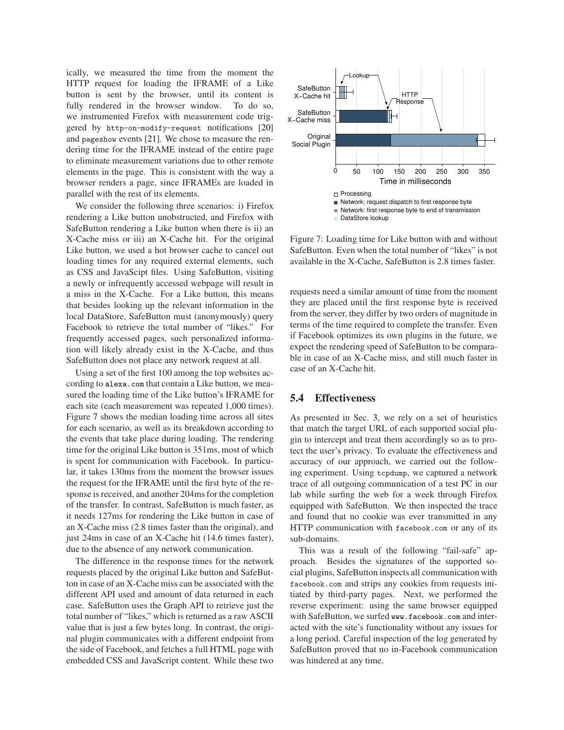ically, we measured the time from the moment the HTTP request for loading the IFRAME of a Like button is sent by the browser, until its content is fully rendered in the browser window. To do so, we instrumented Firefox with measurement code triggered by `http-on-modify-request` notifications [20] and `pageshow` events [21]. We chose to measure the rendering time for the IFRAME instead of the entire page to eliminate measurement variations due to other remote elements in the page. This is consistent with the way a browser renders a page, since IFRAMEs are loaded in parallel with the rest of its elements.

We consider the following three scenarios: i) Firefox rendering a Like button unobstructed, and Firefox with SafeButton rendering a Like button when there is ii) an X-Cache miss or iii) an X-Cache hit. For the original Like button, we used a hot browser cache to cancel out loading times for any required external elements, such as CSS and JavaScipt files. Using SafeButton, visiting a newly or infrequently accessed webpage will result in a miss in the X-Cache. For a Like button, this means that besides looking up the relevant information in the local DataStore, SafeButton must (anonymously) query Facebook to retrieve the total number of "likes." For frequently accessed pages, such personalized information will likely already exist in the X-Cache, and thus SafeButton does not place any network request at all.

Using a set of the first 100 among the top websites according to `alexa.com` that contain a Like button, we measured the loading time of the Like button's IFRAME for each site (each measurement was repeated 1,000 times). Figure 7 shows the median loading time across all sites for each scenario, as well as its breakdown according to the events that take place during loading. The rendering time for the original Like button is 351ms, most of which is spent for communication with Facebook. In particular, it takes 130ms from the moment the browser issues the request for the IFRAME until the first byte of the response is received, and another 204ms for the completion of the transfer. In contrast, SafeButton is much faster, as it needs 127ms for rendering the Like button in case of an X-Cache miss (2.8 times faster than the original), and just 24ms in case of an X-Cache hit (14.6 times faster), due to the absence of any network communication.

The difference in the response times for the network requests placed by the original Like button and SafeButton in case of an X-Cache miss can be associated with the different API used and amount of data returned in each case. SafeButton uses the Graph API to retrieve just the total number of "likes," which is returned as a raw ASCII value that is just a few bytes long. In contrast, the original plugin communicates with a different endpoint from the side of Facebook, and fetches a full HTML page with embedded CSS and JavaScript content. While these two

Figure 7: Loading time for Like button with and without SafeButton. Even when the total number of "likes" is not available in the X-Cache, SafeButton is 2.8 times faster.

requests need a similar amount of time from the moment they are placed until the first response byte is received from the server, they differ by two orders of magnitude in terms of the time required to complete the transfer. Even if Facebook optimizes its own plugins in the future, we expect the rendering speed of SafeButton to be comparable in case of an X-Cache miss, and still much faster in case of an X-Cache hit.

## 5.4 Effectiveness

As presented in Sec. 3, we rely on a set of heuristics that match the target URL of each supported social plugin to intercept and treat them accordingly so as to protect the user's privacy. To evaluate the effectiveness and accuracy of our approach, we carried out the following experiment. Using `tcpdump`, we captured a network trace of all outgoing communication of a test PC in our lab while surfing the web for a week through Firefox equipped with SafeButton. We then inspected the trace and found that no cookie was ever transmitted in any HTTP communication with `facebook.com` or any of its sub-domains.

This was a result of the following "fail-safe" approach. Besides the signatures of the supported social plugins, SafeButton inspects all communication with `facebook.com` and strips any cookies from requests initiated by third-party pages. Next, we performed the reverse experiment: using the same browser equipped with SafeButton, we surfed `www.facebook.com` and interacted with the site's functionality without any issues for a long period. Careful inspection of the log generated by SafeButton proved that no in-Facebook communication was hindered at any time.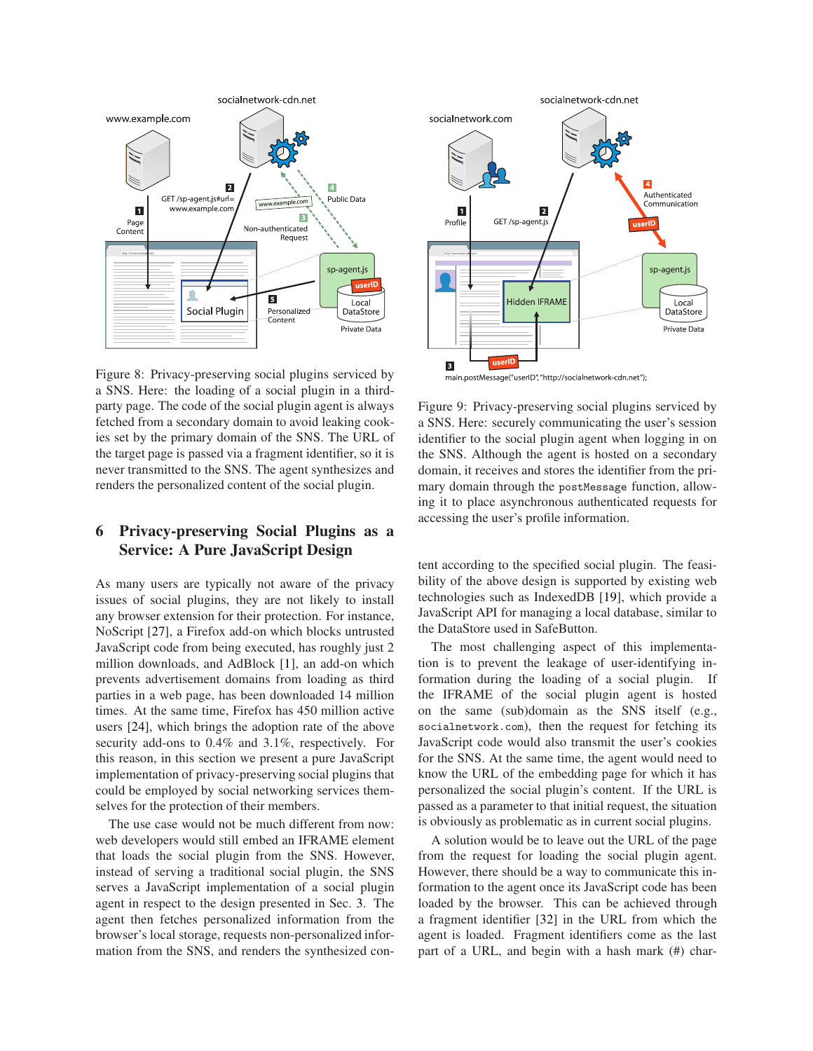Figure 8: Privacy-preserving social plugins serviced by a SNS. Here: the loading of a social plugin in a third-party page. The code of the social plugin agent is always fetched from a secondary domain to avoid leaking cookies set by the primary domain of the SNS. The URL of the target page is passed via a fragment identifier, so it is never transmitted to the SNS. The agent synthesizes and renders the personalized content of the social plugin.

Figure 9: Privacy-preserving social plugins serviced by a SNS. Here: securely communicating the user's session identifier to the social plugin agent when logging in on the SNS. Although the agent is hosted on a secondary domain, it receives and stores the identifier from the primary domain through the `postMessage` function, allowing it to place asynchronous authenticated requests for accessing the user's profile information.

## 6 Privacy-preserving Social Plugins as a Service: A Pure JavaScript Design

As many users are typically not aware of the privacy issues of social plugins, they are not likely to install any browser extension for their protection. For instance, NoScript [27], a Firefox add-on which blocks untrusted JavaScript code from being executed, has roughly just 2 million downloads, and AdBlock [1], an add-on which prevents advertisement domains from loading as third parties in a web page, has been downloaded 14 million times. At the same time, Firefox has 450 million active users [24], which brings the adoption rate of the above security add-ons to 0.4% and 3.1%, respectively. For this reason, in this section we present a pure JavaScript implementation of privacy-preserving social plugins that could be employed by social networking services themselves for the protection of their members.

The use case would not be much different from now: web developers would still embed an IFRAME element that loads the social plugin from the SNS. However, instead of serving a traditional social plugin, the SNS serves a JavaScript implementation of a social plugin agent in respect to the design presented in Sec. 3. The agent then fetches personalized information from the browser's local storage, requests non-personalized information from the SNS, and renders the synthesized content according to the specified social plugin. The feasibility of the above design is supported by existing web technologies such as IndexedDB [19], which provide a JavaScript API for managing a local database, similar to the DataStore used in SafeButton.

The most challenging aspect of this implementation is to prevent the leakage of user-identifying information during the loading of a social plugin. If the IFRAME of the social plugin agent is hosted on the same (sub)domain as the SNS itself (e.g., `socialnetwork.com`), then the request for fetching its JavaScript code would also transmit the user's cookies for the SNS. At the same time, the agent would need to know the URL of the embedding page for which it has personalized the social plugin's content. If the URL is passed as a parameter to that initial request, the situation is obviously as problematic as in current social plugins.

A solution would be to leave out the URL of the page from the request for loading the social plugin agent. However, there should be a way to communicate this information to the agent once its JavaScript code has been loaded by the browser. This can be achieved through a fragment identifier [32] in the URL from which the agent is loaded. Fragment identifiers come as the last part of a URL, and begin with a hash mark (#) char-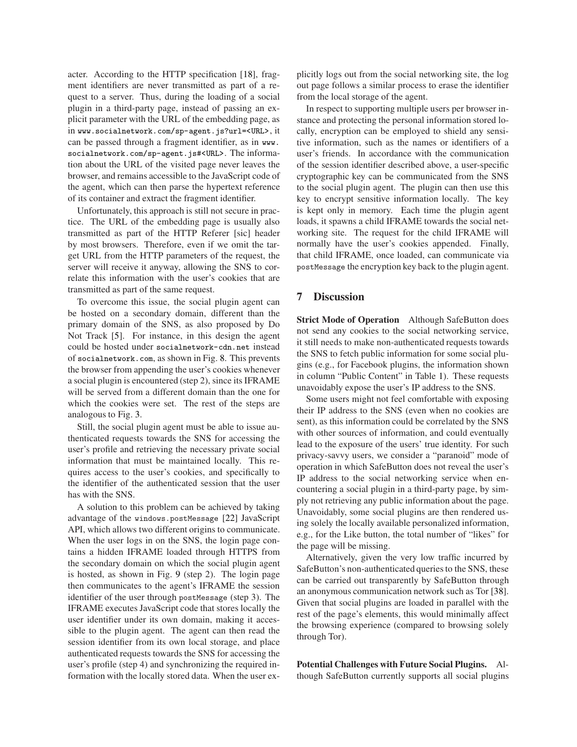acter. According to the HTTP specification [18], fragment identifiers are never transmitted as part of a request to a server. Thus, during the loading of a social plugin in a third-party page, instead of passing an explicit parameter with the URL of the embedding page, as in `www.socialnetwork.com/sp-agent.js?url=<URL>`, it can be passed through a fragment identifier, as in `www.socialnetwork.com/sp-agent.js#<URL>`. The information about the URL of the visited page never leaves the browser, and remains accessible to the JavaScript code of the agent, which can then parse the hypertext reference of its container and extract the fragment identifier.

Unfortunately, this approach is still not secure in practice. The URL of the embedding page is usually also transmitted as part of the HTTP Referer [sic] header by most browsers. Therefore, even if we omit the target URL from the HTTP parameters of the request, the server will receive it anyway, allowing the SNS to correlate this information with the user's cookies that are transmitted as part of the same request.

To overcome this issue, the social plugin agent can be hosted on a secondary domain, different than the primary domain of the SNS, as also proposed by Do Not Track [5]. For instance, in this design the agent could be hosted under `socialnetwork-cdn.net` instead of `socialnetwork.com`, as shown in Fig. 8. This prevents the browser from appending the user's cookies whenever a social plugin is encountered (step 2), since its IFRAME will be served from a different domain than the one for which the cookies were set. The rest of the steps are analogous to Fig. 3.

Still, the social plugin agent must be able to issue authenticated requests towards the SNS for accessing the user's profile and retrieving the necessary private social information that must be maintained locally. This requires access to the user's cookies, and specifically to the identifier of the authenticated session that the user has with the SNS.

A solution to this problem can be achieved by taking advantage of the `windows.postMessage` [22] JavaScript API, which allows two different origins to communicate. When the user logs in on the SNS, the login page contains a hidden IFRAME loaded through HTTPS from the secondary domain on which the social plugin agent is hosted, as shown in Fig. 9 (step 2). The login page then communicates to the agent's IFRAME the session identifier of the user through `postMessage` (step 3). The IFRAME executes JavaScript code that stores locally the user identifier under its own domain, making it accessible to the plugin agent. The agent can then read the session identifier from its own local storage, and place authenticated requests towards the SNS for accessing the user's profile (step 4) and synchronizing the required information with the locally stored data. When the user explicitly logs out from the social networking site, the log out page follows a similar process to erase the identifier from the local storage of the agent.

In respect to supporting multiple users per browser instance and protecting the personal information stored locally, encryption can be employed to shield any sensitive information, such as the names or identifiers of a user's friends. In accordance with the communication of the session identifier described above, a user-specific cryptographic key can be communicated from the SNS to the social plugin agent. The plugin can then use this key to encrypt sensitive information locally. The key is kept only in memory. Each time the plugin agent loads, it spawns a child IFRAME towards the social networking site. The request for the child IFRAME will normally have the user's cookies appended. Finally, that child IFRAME, once loaded, can communicate via `postMessage` the encryption key back to the plugin agent.

## 7 Discussion

**Strict Mode of Operation** Although SafeButton does not send any cookies to the social networking service, it still needs to make non-authenticated requests towards the SNS to fetch public information for some social plugins (e.g., for Facebook plugins, the information shown in column "Public Content" in Table 1). These requests unavoidably expose the user's IP address to the SNS.

Some users might not feel comfortable with exposing their IP address to the SNS (even when no cookies are sent), as this information could be correlated by the SNS with other sources of information, and could eventually lead to the exposure of the users' true identity. For such privacy-savvy users, we consider a "paranoid" mode of operation in which SafeButton does not reveal the user's IP address to the social networking service when encountering a social plugin in a third-party page, by simply not retrieving any public information about the page. Unavoidably, some social plugins are then rendered using solely the locally available personalized information, e.g., for the Like button, the total number of "likes" for the page will be missing.

Alternatively, given the very low traffic incurred by SafeButton's non-authenticated queries to the SNS, these can be carried out transparently by SafeButton through an anonymous communication network such as Tor [38]. Given that social plugins are loaded in parallel with the rest of the page's elements, this would minimally affect the browsing experience (compared to browsing solely through Tor).

**Potential Challenges with Future Social Plugins.** Although SafeButton currently supports all social plugins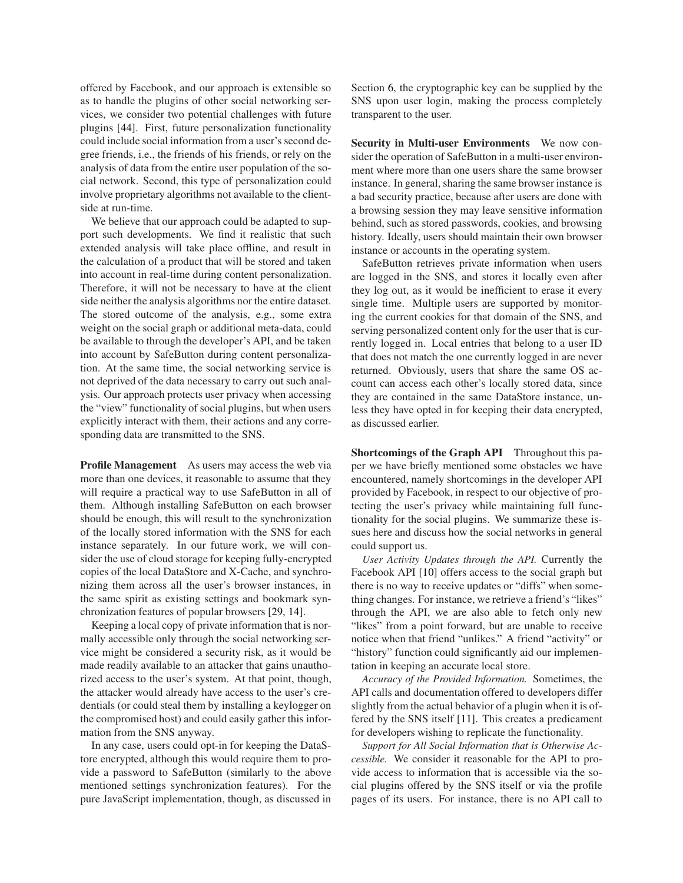offered by Facebook, and our approach is extensible so as to handle the plugins of other social networking services, we consider two potential challenges with future plugins [44]. First, future personalization functionality could include social information from a user's second degree friends, i.e., the friends of his friends, or rely on the analysis of data from the entire user population of the social network. Second, this type of personalization could involve proprietary algorithms not available to the client-side at run-time.

We believe that our approach could be adapted to support such developments. We find it realistic that such extended analysis will take place offline, and result in the calculation of a product that will be stored and taken into account in real-time during content personalization. Therefore, it will not be necessary to have at the client side neither the analysis algorithms nor the entire dataset. The stored outcome of the analysis, e.g., some extra weight on the social graph or additional meta-data, could be available to through the developer's API, and be taken into account by SafeButton during content personalization. At the same time, the social networking service is not deprived of the data necessary to carry out such analysis. Our approach protects user privacy when accessing the "view" functionality of social plugins, but when users explicitly interact with them, their actions and any corresponding data are transmitted to the SNS.

**Profile Management** As users may access the web via more than one devices, it reasonable to assume that they will require a practical way to use SafeButton in all of them. Although installing SafeButton on each browser should be enough, this will result to the synchronization of the locally stored information with the SNS for each instance separately. In our future work, we will consider the use of cloud storage for keeping fully-encrypted copies of the local DataStore and X-Cache, and synchronizing them across all the user's browser instances, in the same spirit as existing settings and bookmark synchronization features of popular browsers [29, 14].

Keeping a local copy of private information that is normally accessible only through the social networking service might be considered a security risk, as it would be made readily available to an attacker that gains unauthorized access to the user's system. At that point, though, the attacker would already have access to the user's credentials (or could steal them by installing a keylogger on the compromised host) and could easily gather this information from the SNS anyway.

In any case, users could opt-in for keeping the DataStore encrypted, although this would require them to provide a password to SafeButton (similarly to the above mentioned settings synchronization features). For the pure JavaScript implementation, though, as discussed in Section 6, the cryptographic key can be supplied by the SNS upon user login, making the process completely transparent to the user.

**Security in Multi-user Environments** We now consider the operation of SafeButton in a multi-user environment where more than one users share the same browser instance. In general, sharing the same browser instance is a bad security practice, because after users are done with a browsing session they may leave sensitive information behind, such as stored passwords, cookies, and browsing history. Ideally, users should maintain their own browser instance or accounts in the operating system.

SafeButton retrieves private information when users are logged in the SNS, and stores it locally even after they log out, as it would be inefficient to erase it every single time. Multiple users are supported by monitoring the current cookies for that domain of the SNS, and serving personalized content only for the user that is currently logged in. Local entries that belong to a user ID that does not match the one currently logged in are never returned. Obviously, users that share the same OS account can access each other's locally stored data, since they are contained in the same DataStore instance, unless they have opted in for keeping their data encrypted, as discussed earlier.

**Shortcomings of the Graph API** Throughout this paper we have briefly mentioned some obstacles we have encountered, namely shortcomings in the developer API provided by Facebook, in respect to our objective of protecting the user's privacy while maintaining full functionality for the social plugins. We summarize these issues here and discuss how the social networks in general could support us.

*User Activity Updates through the API.* Currently the Facebook API [10] offers access to the social graph but there is no way to receive updates or "diffs" when something changes. For instance, we retrieve a friend's "likes" through the API, we are also able to fetch only new "likes" from a point forward, but are unable to receive notice when that friend "unlikes." A friend "activity" or "history" function could significantly aid our implementation in keeping an accurate local store.

*Accuracy of the Provided Information.* Sometimes, the API calls and documentation offered to developers differ slightly from the actual behavior of a plugin when it is offered by the SNS itself [11]. This creates a predicament for developers wishing to replicate the functionality.

*Support for All Social Information that is Otherwise Accessible.* We consider it reasonable for the API to provide access to information that is accessible via the social plugins offered by the SNS itself or via the profile pages of its users. For instance, there is no API call to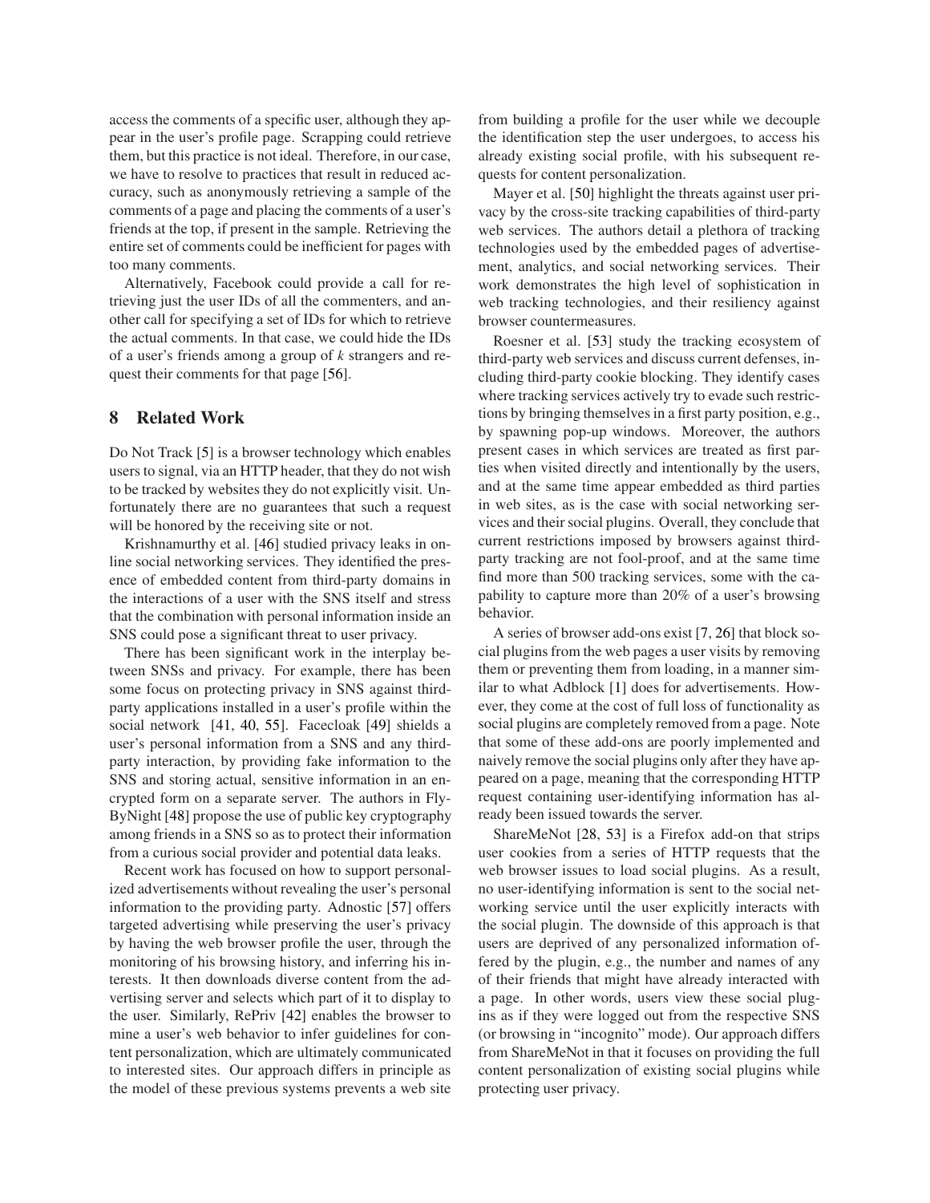access the comments of a specific user, although they appear in the user's profile page. Scrapping could retrieve them, but this practice is not ideal. Therefore, in our case, we have to resolve to practices that result in reduced accuracy, such as anonymously retrieving a sample of the comments of a page and placing the comments of a user's friends at the top, if present in the sample. Retrieving the entire set of comments could be inefficient for pages with too many comments.

Alternatively, Facebook could provide a call for retrieving just the user IDs of all the commenters, and another call for specifying a set of IDs for which to retrieve the actual comments. In that case, we could hide the IDs of a user's friends among a group of $k$ strangers and request their comments for that page [56].

## 8 Related Work

Do Not Track [5] is a browser technology which enables users to signal, via an HTTP header, that they do not wish to be tracked by websites they do not explicitly visit. Unfortunately there are no guarantees that such a request will be honored by the receiving site or not.

Krishnamurthy et al. [46] studied privacy leaks in online social networking services. They identified the presence of embedded content from third-party domains in the interactions of a user with the SNS itself and stress that the combination with personal information inside an SNS could pose a significant threat to user privacy.

There has been significant work in the interplay between SNSs and privacy. For example, there has been some focus on protecting privacy in SNS against third-party applications installed in a user's profile within the social network [41, 40, 55]. Facecloak [49] shields a user's personal information from a SNS and any third-party interaction, by providing fake information to the SNS and storing actual, sensitive information in an encrypted form on a separate server. The authors in FlyByNight [48] propose the use of public key cryptography among friends in a SNS so as to protect their information from a curious social provider and potential data leaks.

Recent work has focused on how to support personalized advertisements without revealing the user's personal information to the providing party. Adnostic [57] offers targeted advertising while preserving the user's privacy by having the web browser profile the user, through the monitoring of his browsing history, and inferring his interests. It then downloads diverse content from the advertising server and selects which part of it to display to the user. Similarly, RePriv [42] enables the browser to mine a user's web behavior to infer guidelines for content personalization, which are ultimately communicated to interested sites. Our approach differs in principle as the model of these previous systems prevents a web site from building a profile for the user while we decouple the identification step the user undergoes, to access his already existing social profile, with his subsequent requests for content personalization.

Mayer et al. [50] highlight the threats against user privacy by the cross-site tracking capabilities of third-party web services. The authors detail a plethora of tracking technologies used by the embedded pages of advertisement, analytics, and social networking services. Their work demonstrates the high level of sophistication in web tracking technologies, and their resiliency against browser countermeasures.

Roesner et al. [53] study the tracking ecosystem of third-party web services and discuss current defenses, including third-party cookie blocking. They identify cases where tracking services actively try to evade such restrictions by bringing themselves in a first party position, e.g., by spawning pop-up windows. Moreover, the authors present cases in which services are treated as first parties when visited directly and intentionally by the users, and at the same time appear embedded as third parties in web sites, as is the case with social networking services and their social plugins. Overall, they conclude that current restrictions imposed by browsers against third-party tracking are not fool-proof, and at the same time find more than 500 tracking services, some with the capability to capture more than 20% of a user's browsing behavior.

A series of browser add-ons exist [7, 26] that block social plugins from the web pages a user visits by removing them or preventing them from loading, in a manner similar to what Adblock [1] does for advertisements. However, they come at the cost of full loss of functionality as social plugins are completely removed from a page. Note that some of these add-ons are poorly implemented and naively remove the social plugins only after they have appeared on a page, meaning that the corresponding HTTP request containing user-identifying information has already been issued towards the server.

ShareMeNot [28, 53] is a Firefox add-on that strips user cookies from a series of HTTP requests that the web browser issues to load social plugins. As a result, no user-identifying information is sent to the social networking service until the user explicitly interacts with the social plugin. The downside of this approach is that users are deprived of any personalized information offered by the plugin, e.g., the number and names of any of their friends that might have already interacted with a page. In other words, users view these social plugins as if they were logged out from the respective SNS (or browsing in "incognito" mode). Our approach differs from ShareMeNot in that it focuses on providing the full content personalization of existing social plugins while protecting user privacy.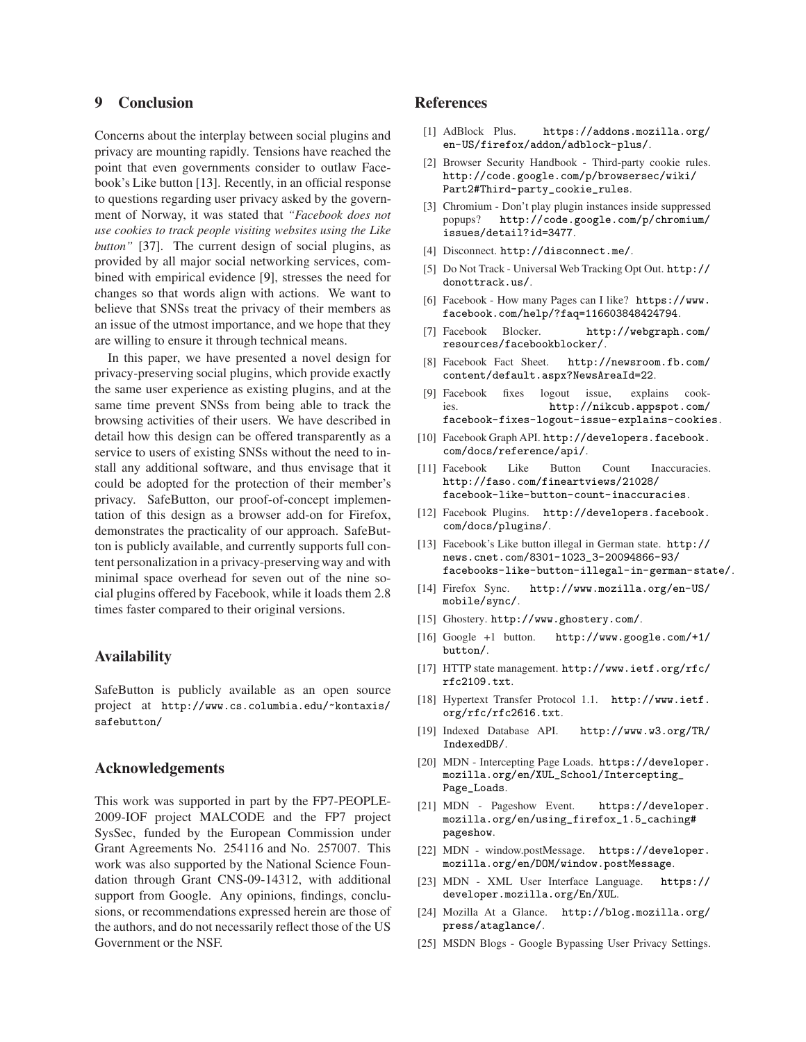## 9 Conclusion

Concerns about the interplay between social plugins and privacy are mounting rapidly. Tensions have reached the point that even governments consider to outlaw Facebook's Like button [13]. Recently, in an official response to questions regarding user privacy asked by the government of Norway, it was stated that *"Facebook does not use cookies to track people visiting websites using the Like button"* [37]. The current design of social plugins, as provided by all major social networking services, combined with empirical evidence [9], stresses the need for changes so that words align with actions. We want to believe that SNSs treat the privacy of their members as an issue of the utmost importance, and we hope that they are willing to ensure it through technical means.

In this paper, we have presented a novel design for privacy-preserving social plugins, which provide exactly the same user experience as existing plugins, and at the same time prevent SNSs from being able to track the browsing activities of their users. We have described in detail how this design can be offered transparently as a service to users of existing SNSs without the need to install any additional software, and thus envisage that it could be adopted for the protection of their member's privacy. SafeButton, our proof-of-concept implementation of this design as a browser add-on for Firefox, demonstrates the practicality of our approach. SafeButton is publicly available, and currently supports full content personalization in a privacy-preserving way and with minimal space overhead for seven out of the nine social plugins offered by Facebook, while it loads them 2.8 times faster compared to their original versions.

## Availability

SafeButton is publicly available as an open source project at `http://www.cs.columbia.edu/~kontaxis/safebutton/`

## Acknowledgements

This work was supported in part by the FP7-PEOPLE-2009-IOF project MALCODE and the FP7 project SysSec, funded by the European Commission under Grant Agreements No. 254116 and No. 257007. This work was also supported by the National Science Foundation through Grant CNS-09-14312, with additional support from Google. Any opinions, findings, conclusions, or recommendations expressed herein are those of the authors, and do not necessarily reflect those of the US Government or the NSF.

## References

[1] AdBlock Plus. `https://addons.mozilla.org/en-US/firefox/addon/adblock-plus/`.

[2] Browser Security Handbook - Third-party cookie rules. `http://code.google.com/p/browsersec/wiki/Part2#Third-party_cookie_rules`.

[3] Chromium - Don't play plugin instances inside suppressed popups? `http://code.google.com/p/chromium/issues/detail?id=3477`.

[4] Disconnect. `http://disconnect.me/`.

[5] Do Not Track - Universal Web Tracking Opt Out. `http://donottrack.us/`.

[6] Facebook - How many Pages can I like? `https://www.facebook.com/help/?faq=116603848424794`.

[7] Facebook Blocker. `http://webgraph.com/resources/facebookblocker/`.

[8] Facebook Fact Sheet. `http://newsroom.fb.com/content/default.aspx?NewsAreaId=22`.

[9] Facebook fixes logout issue, explains cookies. `http://nikcub.appspot.com/facebook-fixes-logout-issue-explains-cookies`.

[10] Facebook Graph API. `http://developers.facebook.com/docs/reference/api/`.

[11] Facebook Like Button Count Inaccuracies. `http://faso.com/fineartviews/21028/facebook-like-button-count-inaccuracies`.

[12] Facebook Plugins. `http://developers.facebook.com/docs/plugins/`.

[13] Facebook's Like button illegal in German state. `http://news.cnet.com/8301-1023_3-20094866-93/facebooks-like-button-illegal-in-german-state/`.

[14] Firefox Sync. `http://www.mozilla.org/en-US/mobile/sync/`.

[15] Ghostery. `http://www.ghostery.com/`.

[16] Google +1 button. `http://www.google.com/+1/button/`.

[17] HTTP state management. `http://www.ietf.org/rfc/rfc2109.txt`.

[18] Hypertext Transfer Protocol 1.1. `http://www.ietf.org/rfc/rfc2616.txt`.

[19] Indexed Database API. `http://www.w3.org/TR/IndexedDB/`.

[20] MDN - Intercepting Page Loads. `https://developer.mozilla.org/en/XUL_School/Intercepting_Page_Loads`.

[21] MDN - Pageshow Event. `https://developer.mozilla.org/en/using_firefox_1.5_caching#pageshow`.

[22] MDN - window.postMessage. `https://developer.mozilla.org/en/DOM/window.postMessage`.

[23] MDN - XML User Interface Language. `https://developer.mozilla.org/En/XUL`.

[24] Mozilla At a Glance. `http://blog.mozilla.org/press/ataglance/`.

[25] MSDN Blogs - Google Bypassing User Privacy Settings.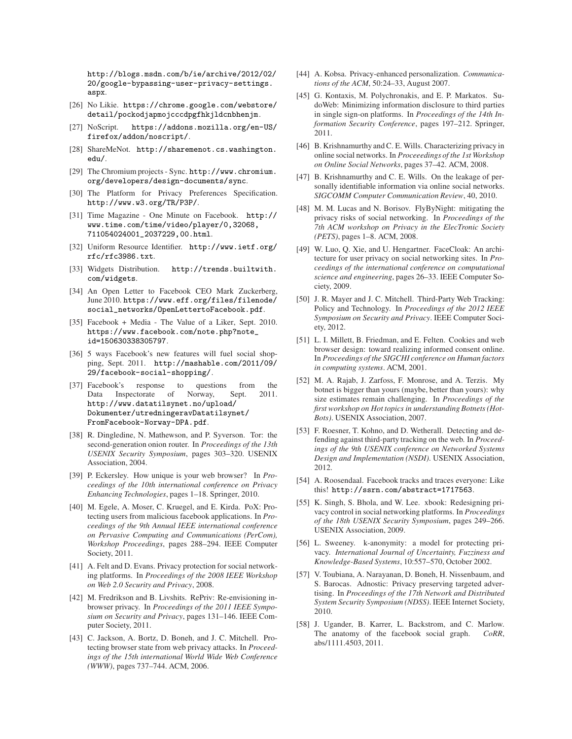http://blogs.msdn.com/b/ie/archive/2012/02/20/google-bypassing-user-privacy-settings.aspx.

[26] No Likie. https://chrome.google.com/webstore/detail/pockodjapmojcccdpgfhkjldcnbhenjm.

[27] NoScript. https://addons.mozilla.org/en-US/firefox/addon/noscript/.

[28] ShareMeNot. http://sharemenot.cs.washington.edu/.

[29] The Chromium projects - Sync. http://www.chromium.org/developers/design-documents/sync.

[30] The Platform for Privacy Preferences Specification. http://www.w3.org/TR/P3P/.

[31] Time Magazine - One Minute on Facebook. http://www.time.com/time/video/player/0,32068,711054024001_2037229,00.html.

[32] Uniform Resource Identifier. http://www.ietf.org/rfc/rfc3986.txt.

[33] Widgets Distribution. http://trends.builtwith.com/widgets.

[34] An Open Letter to Facebook CEO Mark Zuckerberg, June 2010. https://www.eff.org/files/filenode/social_networks/OpenLettertoFacebook.pdf.

[35] Facebook + Media - The Value of a Liker, Sept. 2010. https://www.facebook.com/note.php?note_id=150630338305797.

[36] 5 ways Facebook's new features will fuel social shopping, Sept. 2011. http://mashable.com/2011/09/29/facebook-social-shopping/.

[37] Facebook's response to questions from the Data Inspectorate of Norway, Sept. 2011. http://www.datatilsynet.no/upload/Dokumenter/utredningeravDatatilsynet/FromFacebook-Norway-DPA.pdf.

[38] R. Dingledine, N. Mathewson, and P. Syverson. Tor: the second-generation onion router. In *Proceedings of the 13th USENIX Security Symposium*, pages 303–320. USENIX Association, 2004.

[39] P. Eckersley. How unique is your web browser? In *Proceedings of the 10th international conference on Privacy Enhancing Technologies*, pages 1–18. Springer, 2010.

[40] M. Egele, A. Moser, C. Kruegel, and E. Kirda. PoX: Protecting users from malicious facebook applications. In *Proceedings of the 9th Annual IEEE international conference on Pervasive Computing and Communications (PerCom), Workshop Proceedings*, pages 288–294. IEEE Computer Society, 2011.

[41] A. Felt and D. Evans. Privacy protection for social networking platforms. In *Proceedings of the 2008 IEEE Workshop on Web 2.0 Security and Privacy*, 2008.

[42] M. Fredrikson and B. Livshits. RePriv: Re-envisioning in-browser privacy. In *Proceedings of the 2011 IEEE Symposium on Security and Privacy*, pages 131–146. IEEE Computer Society, 2011.

[43] C. Jackson, A. Bortz, D. Boneh, and J. C. Mitchell. Protecting browser state from web privacy attacks. In *Proceedings of the 15th international World Wide Web Conference (WWW)*, pages 737–744. ACM, 2006.

[44] A. Kobsa. Privacy-enhanced personalization. *Communications of the ACM*, 50:24–33, August 2007.

[45] G. Kontaxis, M. Polychronakis, and E. P. Markatos. SudoWeb: Minimizing information disclosure to third parties in single sign-on platforms. In *Proceedings of the 14th Information Security Conference*, pages 197–212. Springer, 2011.

[46] B. Krishnamurthy and C. E. Wills. Characterizing privacy in online social networks. In *Proceeedings of the 1st Workshop on Online Social Networks*, pages 37–42. ACM, 2008.

[47] B. Krishnamurthy and C. E. Wills. On the leakage of personally identifiable information via online social networks. *SIGCOMM Computer Communication Review*, 40, 2010.

[48] M. M. Lucas and N. Borisov. FlyByNight: mitigating the privacy risks of social networking. In *Proceedings of the 7th ACM workshop on Privacy in the ElecTronic Society (PETS)*, pages 1–8. ACM, 2008.

[49] W. Luo, Q. Xie, and U. Hengartner. FaceCloak: An architecture for user privacy on social networking sites. In *Proceedings of the international conference on computational science and engineering*, pages 26–33. IEEE Computer Society, 2009.

[50] J. R. Mayer and J. C. Mitchell. Third-Party Web Tracking: Policy and Technology. In *Proceedings of the 2012 IEEE Symposium on Security and Privacy*. IEEE Computer Society, 2012.

[51] L. I. Millett, B. Friedman, and E. Felten. Cookies and web browser design: toward realizing informed consent online. In *Proceedings of the SIGCHI conference on Human factors in computing systems*. ACM, 2001.

[52] M. A. Rajab, J. Zarfoss, F. Monrose, and A. Terzis. My botnet is bigger than yours (maybe, better than yours): why size estimates remain challenging. In *Proceedings of the first workshop on Hot topics in understanding Botnets (HotBots)*. USENIX Association, 2007.

[53] F. Roesner, T. Kohno, and D. Wetherall. Detecting and defending against third-party tracking on the web. In *Proceedings of the 9th USENIX conference on Networked Systems Design and Implementation (NSDI)*. USENIX Association, 2012.

[54] A. Roosendaal. Facebook tracks and traces everyone: Like this! http://ssrn.com/abstract=1717563.

[55] K. Singh, S. Bhola, and W. Lee. xbook: Redesigning privacy control in social networking platforms. In *Proceedings of the 18th USENIX Security Symposium*, pages 249–266. USENIX Association, 2009.

[56] L. Sweeney. k-anonymity: a model for protecting privacy. *International Journal of Uncertainty, Fuzziness and Knowledge-Based Systems*, 10:557–570, October 2002.

[57] V. Toubiana, A. Narayanan, D. Boneh, H. Nissenbaum, and S. Barocas. Adnostic: Privacy preserving targeted advertising. In *Proceedings of the 17th Network and Distributed System Security Symposium (NDSS)*. IEEE Internet Society, 2010.

[58] J. Ugander, B. Karrer, L. Backstrom, and C. Marlow. The anatomy of the facebook social graph. *CoRR*, abs/1111.4503, 2011.